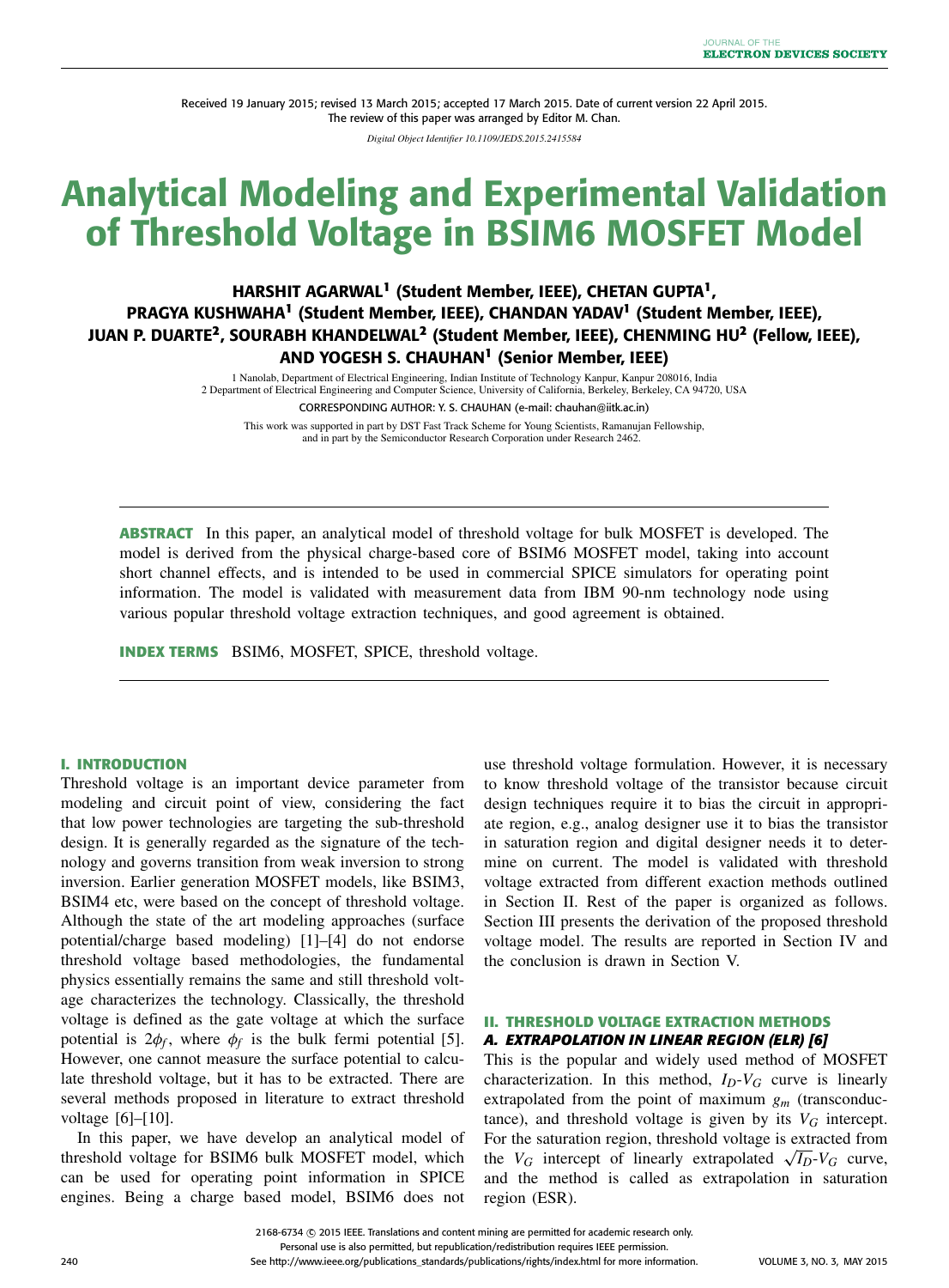Received 19 January 2015; revised 13 March 2015; accepted 17 March 2015. Date of current version 22 April 2015.
The review of this paper was arranged by Editor M. Chan.

*Digital Object Identifier 10.1109/JEDS.2015.2415584*

# Analytical Modeling and Experimental Validation of Threshold Voltage in BSIM6 MOSFET Model

**HARSHIT AGARWAL[1] (Student Member, IEEE), CHETAN GUPTA[1], PRAGYA KUSHWAHA[1] (Student Member, IEEE), CHANDAN YADAV[1] (Student Member, IEEE), JUAN P. DUARTE[2], SOURABH KHANDELWAL[2] (Student Member, IEEE), CHENMING HU[2] (Fellow, IEEE), AND YOGESH S. CHAUHAN[1] (Senior Member, IEEE)**

1 Nanolab, Department of Electrical Engineering, Indian Institute of Technology Kanpur, Kanpur 208016, India
2 Department of Electrical Engineering and Computer Science, University of California, Berkeley, Berkeley, CA 94720, USA

CORRESPONDING AUTHOR: Y. S. CHAUHAN (e-mail: chauhan@iitk.ac.in)

This work was supported in part by DST Fast Track Scheme for Young Scientists, Ramanujan Fellowship, and in part by the Semiconductor Research Corporation under Research 2462.

**ABSTRACT** In this paper, an analytical model of threshold voltage for bulk MOSFET is developed. The model is derived from the physical charge-based core of BSIM6 MOSFET model, taking into account short channel effects, and is intended to be used in commercial SPICE simulators for operating point information. The model is validated with measurement data from IBM 90-nm technology node using various popular threshold voltage extraction techniques, and good agreement is obtained.

**INDEX TERMS** BSIM6, MOSFET, SPICE, threshold voltage.

## I. INTRODUCTION

Threshold voltage is an important device parameter from modeling and circuit point of view, considering the fact that low power technologies are targeting the sub-threshold design. It is generally regarded as the signature of the technology and governs transition from weak inversion to strong inversion. Earlier generation MOSFET models, like BSIM3, BSIM4 etc, were based on the concept of threshold voltage. Although the state of the art modeling approaches (surface potential/charge based modeling) [1]–[4] do not endorse threshold voltage based methodologies, the fundamental physics essentially remains the same and still threshold voltage characterizes the technology. Classically, the threshold voltage is defined as the gate voltage at which the surface potential is $2\phi_f$, where $\phi_f$ is the bulk fermi potential [5]. However, one cannot measure the surface potential to calculate threshold voltage, but it has to be extracted. There are several methods proposed in literature to extract threshold voltage [6]–[10].

In this paper, we have develop an analytical model of threshold voltage for BSIM6 bulk MOSFET model, which can be used for operating point information in SPICE engines. Being a charge based model, BSIM6 does not use threshold voltage formulation. However, it is necessary to know threshold voltage of the transistor because circuit design techniques require it to bias the circuit in appropriate region, e.g., analog designer use it to bias the transistor in saturation region and digital designer needs it to determine on current. The model is validated with threshold voltage extracted from different exaction methods outlined in Section II. Rest of the paper is organized as follows. Section III presents the derivation of the proposed threshold voltage model. The results are reported in Section IV and the conclusion is drawn in Section V.

## II. THRESHOLD VOLTAGE EXTRACTION METHODS

### *A. EXTRAPOLATION IN LINEAR REGION (ELR) [6]*

This is the popular and widely used method of MOSFET characterization. In this method, $I_D$-$V_G$ curve is linearly extrapolated from the point of maximum $g_m$ (transconductance), and threshold voltage is given by its $V_G$ intercept. For the saturation region, threshold voltage is extracted from the $V_G$ intercept of linearly extrapolated $\sqrt{I_D}$-$V_G$ curve, and the method is called as extrapolation in saturation region (ESR).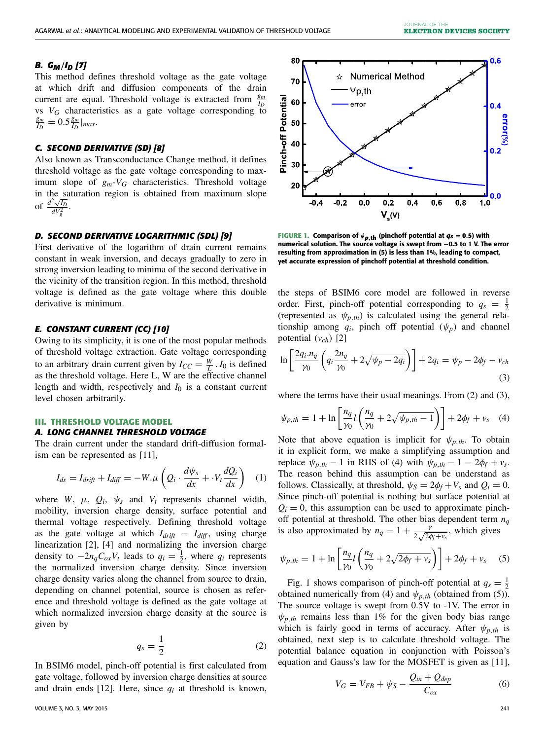### B. $G_M/I_D$ [7]

This method defines threshold voltage as the gate voltage at which drift and diffusion components of the drain current are equal. Threshold voltage is extracted from $\frac{g_m}{I_D}$ vs $V_G$ characteristics as a gate voltage corresponding to $\frac{g_m}{I_D} = 0.5\frac{g_m}{I_D}|_{max}$.

### C. SECOND DERIVATIVE (SD) [8]

Also known as Transconductance Change method, it defines threshold voltage as the gate voltage corresponding to maximum slope of $g_m$-$V_G$ characteristics. Threshold voltage in the saturation region is obtained from maximum slope of $\frac{d^2\sqrt{I_D}}{dV_g^2}$.

### D. SECOND DERIVATIVE LOGARITHMIC (SDL) [9]

First derivative of the logarithm of drain current remains constant in weak inversion, and decays gradually to zero in strong inversion leading to minima of the second derivative in the vicinity of the transition region. In this method, threshold voltage is defined as the gate voltage where this double derivative is minimum.

### E. CONSTANT CURRENT (CC) [10]

Owing to its simplicity, it is one of the most popular methods of threshold voltage extraction. Gate voltage corresponding to an arbitrary drain current given by $I_{CC} = \frac{W}{L} \cdot I_0$ is defined as the threshold voltage. Here L, W are the effective channel length and width, respectively and $I_0$ is a constant current level chosen arbitrarily.

## III. THRESHOLD VOLTAGE MODEL

### A. LONG CHANNEL THRESHOLD VOLTAGE

The drain current under the standard drift-diffusion formalism can be represented as [11],

$$I_{ds} = I_{drift} + I_{diff} = -W.\mu\left(Q_i \cdot \frac{d\psi_s}{dx} + \cdot V_t \frac{dQ_i}{dx}\right) \quad (1)$$

where $W$, $\mu$, $Q_i$, $\psi_s$ and $V_t$ represents channel width, mobility, inversion charge density, surface potential and thermal voltage respectively. Defining threshold voltage as the gate voltage at which $I_{drift} = I_{diff}$, using charge linearization [2], [4] and normalizing the inversion charge density to $-2n_q C_{ox} V_t$ leads to $q_i = \frac{1}{2}$, where $q_i$ represents the normalized inversion charge density. Since inversion charge density varies along the channel from source to drain, depending on channel potential, source is chosen as reference and threshold voltage is defined as the gate voltage at which normalized inversion charge density at the source is given by

$$q_s = \frac{1}{2} \quad (2)$$

In BSIM6 model, pinch-off potential is first calculated from gate voltage, followed by inversion charge densities at source and drain ends [12]. Here, since $q_i$ at threshold is known, the steps of BSIM6 core model are followed in reverse order. First, pinch-off potential corresponding to $q_s = \frac{1}{2}$ (represented as $\psi_{p,th}$) is calculated using the general relationship among $q_i$, pinch off potential ($\psi_p$) and channel potential ($v_{ch}$) [2]

$$\ln\left[\frac{2q_i.n_q}{\gamma_0}\left(q_i\frac{2n_q}{\gamma_0} + 2\sqrt{\psi_p - 2q_i}\right)\right] + 2q_i = \psi_p - 2\phi_f - v_{ch} \quad (3)$$

where the terms have their usual meanings. From (2) and (3),

$$\psi_{p,th} = 1 + \ln\left[\frac{n_q}{\gamma_0}l\left(\frac{n_q}{\gamma_0} + 2\sqrt{\psi_{p,th} - 1}\right)\right] + 2\phi_f + v_s \quad (4)$$

Note that above equation is implicit for $\psi_{p,th}$. To obtain it in explicit form, we make a simplifying assumption and replace $\psi_{p,th} - 1$ in RHS of (4) with $\psi_{p,th} - 1 = 2\phi_f + v_s$. The reason behind this assumption can be understand as follows. Classically, at threshold, $\psi_S = 2\phi_f + V_s$ and $Q_i = 0$. Since pinch-off potential is nothing but surface potential at $Q_i = 0$, this assumption can be used to approximate pinch-off potential at threshold. The other bias dependent term $n_q$ is also approximated by $n_q = 1 + \frac{\gamma}{2\sqrt{2\phi_f + v_s}}$, which gives

$$\psi_{p,th} = 1 + \ln\left[\frac{n_q}{\gamma_0}l\left(\frac{n_q}{\gamma_0} + 2\sqrt{2\phi_f + v_s}\right)\right] + 2\phi_f + v_s \quad (5)$$

FIGURE 1. Comparison of $\psi_{p,th}$ (pinchoff potential at $q_s = 0.5$) with numerical solution. The source voltage is swept from −0.5 to 1 V. The error resulting from approximation in (5) is less than 1%, leading to compact, yet accurate expression of pinchoff potential at threshold condition.

Fig. 1 shows comparison of pinch-off potential at $q_s = \frac{1}{2}$ obtained numerically from (4) and $\psi_{p,th}$ (obtained from (5)). The source voltage is swept from 0.5V to -1V. The error in $\psi_{p,th}$ remains less than 1% for the given body bias range which is fairly good in terms of accuracy. After $\psi_{p,th}$ is obtained, next step is to calculate threshold voltage. The potential balance equation in conjunction with Poisson's equation and Gauss's law for the MOSFET is given as [11],

$$V_G = V_{FB} + \psi_S - \frac{Q_{in} + Q_{dep}}{C_{ox}} \quad (6)$$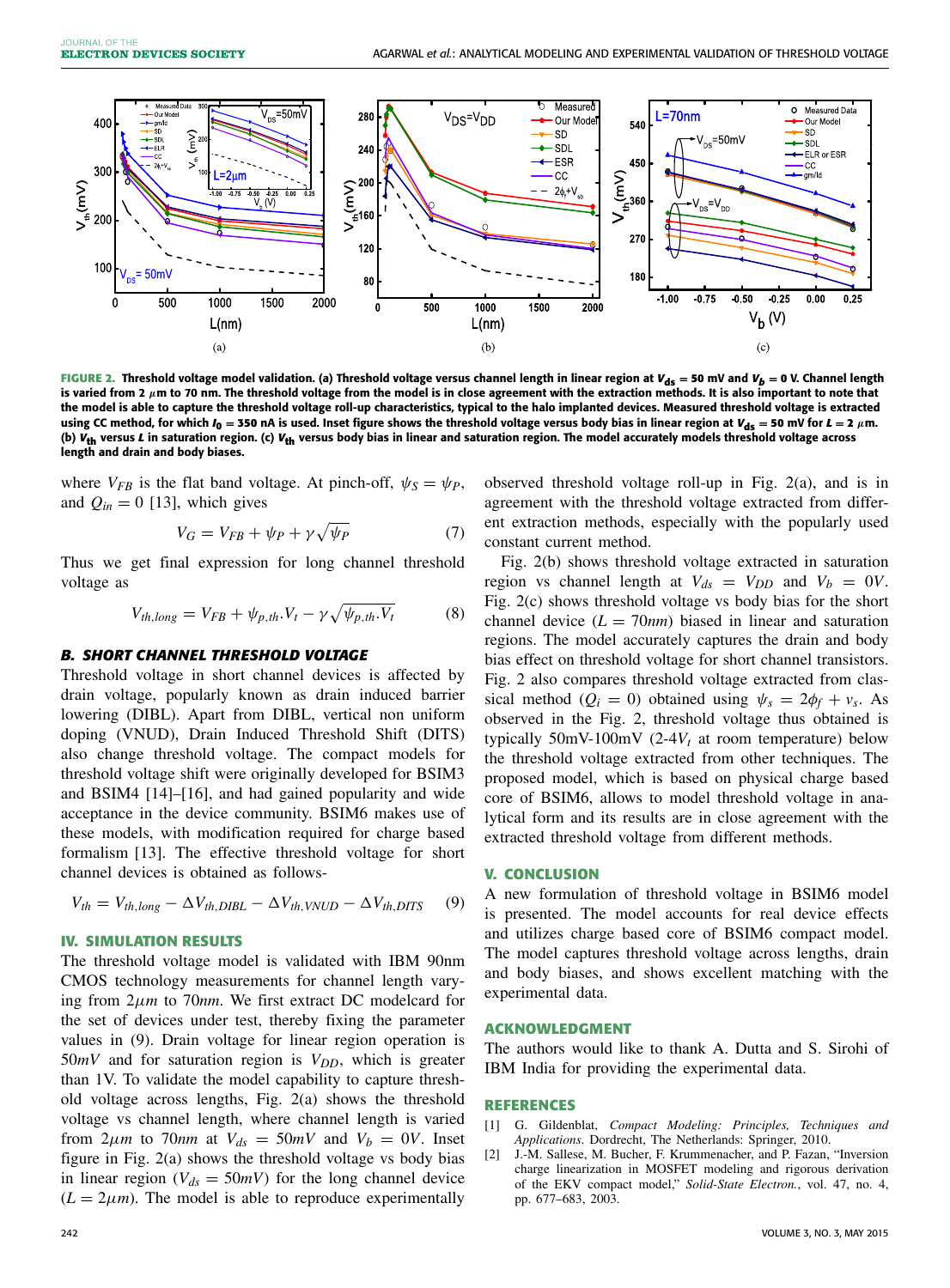FIGURE 2. **Threshold voltage model validation. (a) Threshold voltage versus channel length in linear region at $V_{ds}$ = 50 mV and $V_b$ = 0 V. Channel length is varied from 2 $\mu$m to 70 nm. The threshold voltage from the model is in close agreement with the extraction methods. It is also important to note that the model is able to capture the threshold voltage roll-up characteristics, typical to the halo implanted devices. Measured threshold voltage is extracted using CC method, for which $I_0$ = 350 nA is used. Inset figure shows the threshold voltage versus body bias in linear region at $V_{ds}$ = 50 mV for $L$ = 2 $\mu$m. (b) $V_{th}$ versus $L$ in saturation region. (c) $V_{th}$ versus body bias in linear and saturation region. The model accurately models threshold voltage across length and drain and body biases.**

where $V_{FB}$ is the flat band voltage. At pinch-off, $\psi_S = \psi_P$, and $Q_{in} = 0$ [13], which gives

$$V_G = V_{FB} + \psi_P + \gamma\sqrt{\psi_P} \tag{7}$$

Thus we get final expression for long channel threshold voltage as

$$V_{th,long} = V_{FB} + \psi_{p,th}.V_t - \gamma\sqrt{\psi_{p,th}.V_t} \tag{8}$$

### B. SHORT CHANNEL THRESHOLD VOLTAGE

Threshold voltage in short channel devices is affected by drain voltage, popularly known as drain induced barrier lowering (DIBL). Apart from DIBL, vertical non uniform doping (VNUD), Drain Induced Threshold Shift (DITS) also change threshold voltage. The compact models for threshold voltage shift were originally developed for BSIM3 and BSIM4 [14]–[16], and had gained popularity and wide acceptance in the device community. BSIM6 makes use of these models, with modification required for charge based formalism [13]. The effective threshold voltage for short channel devices is obtained as follows-

$$V_{th} = V_{th,long} - \Delta V_{th,DIBL} - \Delta V_{th,VNUD} - \Delta V_{th,DITS} \tag{9}$$

## IV. SIMULATION RESULTS

The threshold voltage model is validated with IBM 90nm CMOS technology measurements for channel length varying from $2\mu m$ to $70nm$. We first extract DC modelcard for the set of devices under test, thereby fixing the parameter values in (9). Drain voltage for linear region operation is $50mV$ and for saturation region is $V_{DD}$, which is greater than 1V. To validate the model capability to capture threshold voltage across lengths, Fig. 2(a) shows the threshold voltage vs channel length, where channel length is varied from $2\mu m$ to $70nm$ at $V_{ds} = 50mV$ and $V_b = 0V$. Inset figure in Fig. 2(a) shows the threshold voltage vs body bias in linear region ($V_{ds} = 50mV$) for the long channel device ($L = 2\mu m$). The model is able to reproduce experimentally observed threshold voltage roll-up in Fig. 2(a), and is in agreement with the threshold voltage extracted from different extraction methods, especially with the popularly used constant current method.

Fig. 2(b) shows threshold voltage extracted in saturation region vs channel length at $V_{ds} = V_{DD}$ and $V_b = 0V$. Fig. 2(c) shows threshold voltage vs body bias for the short channel device ($L = 70nm$) biased in linear and saturation regions. The model accurately captures the drain and body bias effect on threshold voltage for short channel transistors. Fig. 2 also compares threshold voltage extracted from classical method ($Q_i = 0$) obtained using $\psi_s = 2\phi_f + v_s$. As observed in the Fig. 2, threshold voltage thus obtained is typically 50mV-100mV (2-4$V_t$ at room temperature) below the threshold voltage extracted from other techniques. The proposed model, which is based on physical charge based core of BSIM6, allows to model threshold voltage in analytical form and its results are in close agreement with the extracted threshold voltage from different methods.

## V. CONCLUSION

A new formulation of threshold voltage in BSIM6 model is presented. The model accounts for real device effects and utilizes charge based core of BSIM6 compact model. The model captures threshold voltage across lengths, drain and body biases, and shows excellent matching with the experimental data.

## ACKNOWLEDGMENT

The authors would like to thank A. Dutta and S. Sirohi of IBM India for providing the experimental data.

## REFERENCES

[1] G. Gildenblat, *Compact Modeling: Principles, Techniques and Applications*. Dordrecht, The Netherlands: Springer, 2010.

[2] J.-M. Sallese, M. Bucher, F. Krummenacher, and P. Fazan, "Inversion charge linearization in MOSFET modeling and rigorous derivation of the EKV compact model," *Solid-State Electron.*, vol. 47, no. 4, pp. 677–683, 2003.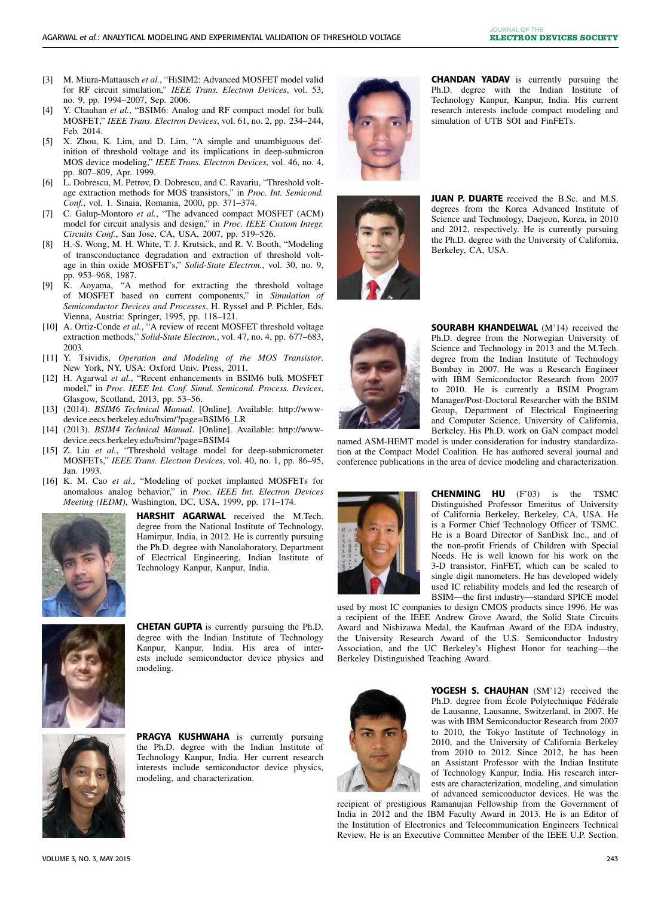[3] M. Miura-Mattausch *et al.*, "HiSIM2: Advanced MOSFET model valid for RF circuit simulation," *IEEE Trans. Electron Devices*, vol. 53, no. 9, pp. 1994–2007, Sep. 2006.

[4] Y. Chauhan *et al.*, "BSIM6: Analog and RF compact model for bulk MOSFET," *IEEE Trans. Electron Devices*, vol. 61, no. 2, pp. 234–244, Feb. 2014.

[5] X. Zhou, K. Lim, and D. Lim, "A simple and unambiguous definition of threshold voltage and its implications in deep-submicron MOS device modeling," *IEEE Trans. Electron Devices*, vol. 46, no. 4, pp. 807–809, Apr. 1999.

[6] L. Dobrescu, M. Petrov, D. Dobrescu, and C. Ravariu, "Threshold voltage extraction methods for MOS transistors," in *Proc. Int. Semicond. Conf.*, vol. 1. Sinaia, Romania, 2000, pp. 371–374.

[7] C. Galup-Montoro *et al.*, "The advanced compact MOSFET (ACM) model for circuit analysis and design," in *Proc. IEEE Custom Integr. Circuits Conf.*, San Jose, CA, USA, 2007, pp. 519–526.

[8] H.-S. Wong, M. H. White, T. J. Krutsick, and R. V. Booth, "Modeling of transconductance degradation and extraction of threshold voltage in thin oxide MOSFET's," *Solid-State Electron.*, vol. 30, no. 9, pp. 953–968, 1987.

[9] K. Aoyama, "A method for extracting the threshold voltage of MOSFET based on current components," in *Simulation of Semiconductor Devices and Processes*, H. Ryssel and P. Pichler, Eds. Vienna, Austria: Springer, 1995, pp. 118–121.

[10] A. Ortiz-Conde *et al.*, "A review of recent MOSFET threshold voltage extraction methods," *Solid-State Electron.*, vol. 47, no. 4, pp. 677–683, 2003.

[11] Y. Tsividis, *Operation and Modeling of the MOS Transistor*. New York, NY, USA: Oxford Univ. Press, 2011.

[12] H. Agarwal *et al.*, "Recent enhancements in BSIM6 bulk MOSFET model," in *Proc. IEEE Int. Conf. Simul. Semicond. Process. Devices*, Glasgow, Scotland, 2013, pp. 53–56.

[13] (2014). *BSIM6 Technical Manual*. [Online]. Available: http://www-device.eecs.berkeley.edu/bsim/?page=BSIM6_LR

[14] (2013). *BSIM4 Technical Manual*. [Online]. Available: http://www-device.eecs.berkeley.edu/bsim/?page=BSIM4

[15] Z. Liu *et al.*, "Threshold voltage model for deep-submicrometer MOSFETs," *IEEE Trans. Electron Devices*, vol. 40, no. 1, pp. 86–95, Jan. 1993.

[16] K. M. Cao *et al.*, "Modeling of pocket implanted MOSFETs for anomalous analog behavior," in *Proc. IEEE Int. Electron Devices Meeting (IEDM)*, Washington, DC, USA, 1999, pp. 171–174.

**HARSHIT AGARWAL** received the M.Tech. degree from the National Institute of Technology, Hamirpur, India, in 2012. He is currently pursuing the Ph.D. degree with Nanolaboratory, Department of Electrical Engineering, Indian Institute of Technology Kanpur, Kanpur, India.

**CHETAN GUPTA** is currently pursuing the Ph.D. degree with the Indian Institute of Technology Kanpur, Kanpur, India. His area of interests include semiconductor device physics and modeling.

**PRAGYA KUSHWAHA** is currently pursuing the Ph.D. degree with the Indian Institute of Technology Kanpur, India. Her current research interests include semiconductor device physics, modeling, and characterization.

**CHANDAN YADAV** is currently pursuing the Ph.D. degree with the Indian Institute of Technology Kanpur, Kanpur, India. His current research interests include compact modeling and simulation of UTB SOI and FinFETs.

**JUAN P. DUARTE** received the B.Sc. and M.S. degrees from the Korea Advanced Institute of Science and Technology, Daejeon, Korea, in 2010 and 2012, respectively. He is currently pursuing the Ph.D. degree with the University of California, Berkeley, CA, USA.

**SOURABH KHANDELWAL** (M'14) received the Ph.D. degree from the Norwegian University of Science and Technology in 2013 and the M.Tech. degree from the Indian Institute of Technology Bombay in 2007. He was a Research Engineer with IBM Semiconductor Research from 2007 to 2010. He is currently a BSIM Program Manager/Post-Doctoral Researcher with the BSIM Group, Department of Electrical Engineering and Computer Science, University of California, Berkeley. His Ph.D. work on GaN compact model named ASM-HEMT model is under consideration for industry standardization at the Compact Model Coalition. He has authored several journal and conference publications in the area of device modeling and characterization.

**CHENMING HU** (F'03) is the TSMC Distinguished Professor Emeritus of University of California Berkeley, Berkeley, CA, USA. He is a Former Chief Technology Officer of TSMC. He is a Board Director of SanDisk Inc., and of the non-profit Friends of Children with Special Needs. He is well known for his work on the 3-D transistor, FinFET, which can be scaled to single digit nanometers. He has developed widely used IC reliability models and led the research of BSIM—the first industry—standard SPICE model used by most IC companies to design CMOS products since 1996. He was a recipient of the IEEE Andrew Grove Award, the Solid State Circuits Award and Nishizawa Medal, the Kaufman Award of the EDA industry, the University Research Award of the U.S. Semiconductor Industry Association, and the UC Berkeley's Highest Honor for teaching—the Berkeley Distinguished Teaching Award.

**YOGESH S. CHAUHAN** (SM'12) received the Ph.D. degree from École Polytechnique Fédérale de Lausanne, Lausanne, Switzerland, in 2007. He was with IBM Semiconductor Research from 2007 to 2010, the Tokyo Institute of Technology in 2010, and the University of California Berkeley from 2010 to 2012. Since 2012, he has been an Assistant Professor with the Indian Institute of Technology Kanpur, India. His research interests are characterization, modeling, and simulation of advanced semiconductor devices. He was the recipient of prestigious Ramanujan Fellowship from the Government of India in 2012 and the IBM Faculty Award in 2013. He is an Editor of the Institution of Electronics and Telecommunication Engineers Technical Review. He is an Executive Committee Member of the IEEE U.P. Section.